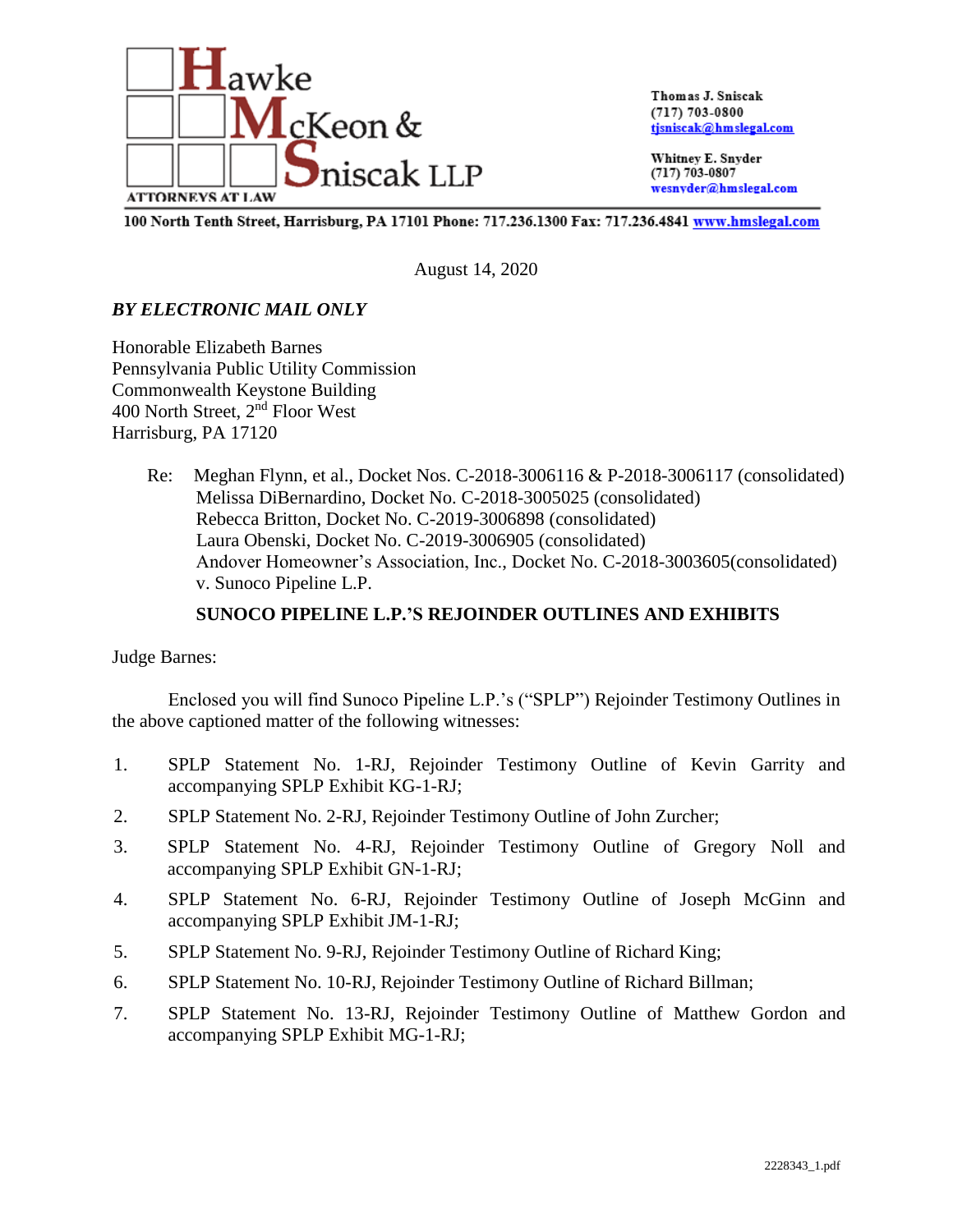Hawke McKeon & Sniscak LLP

ATTORNEYS AT LAW

Thomas J. Sniscak
(717) 703-0800
tjsniscak@hmslegal.com

Whitney E. Snyder
(717) 703-0807
wesnyder@hmslegal.com

100 North Tenth Street, Harrisburg, PA 17101 Phone: 717.236.1300 Fax: 717.236.4841 www.hmslegal.com

August 14, 2020

***BY ELECTRONIC MAIL ONLY***

Honorable Elizabeth Barnes
Pennsylvania Public Utility Commission
Commonwealth Keystone Building
400 North Street, 2nd Floor West
Harrisburg, PA 17120

Re: Meghan Flynn, et al., Docket Nos. C-2018-3006116 & P-2018-3006117 (consolidated)
Melissa DiBernardino, Docket No. C-2018-3005025 (consolidated)
Rebecca Britton, Docket No. C-2019-3006898 (consolidated)
Laura Obenski, Docket No. C-2019-3006905 (consolidated)
Andover Homeowner's Association, Inc., Docket No. C-2018-3003605(consolidated)
v. Sunoco Pipeline L.P.

**SUNOCO PIPELINE L.P.'S REJOINDER OUTLINES AND EXHIBITS**

Judge Barnes:

Enclosed you will find Sunoco Pipeline L.P.'s ("SPLP") Rejoinder Testimony Outlines in the above captioned matter of the following witnesses:

1. SPLP Statement No. 1-RJ, Rejoinder Testimony Outline of Kevin Garrity and accompanying SPLP Exhibit KG-1-RJ;
2. SPLP Statement No. 2-RJ, Rejoinder Testimony Outline of John Zurcher;
3. SPLP Statement No. 4-RJ, Rejoinder Testimony Outline of Gregory Noll and accompanying SPLP Exhibit GN-1-RJ;
4. SPLP Statement No. 6-RJ, Rejoinder Testimony Outline of Joseph McGinn and accompanying SPLP Exhibit JM-1-RJ;
5. SPLP Statement No. 9-RJ, Rejoinder Testimony Outline of Richard King;
6. SPLP Statement No. 10-RJ, Rejoinder Testimony Outline of Richard Billman;
7. SPLP Statement No. 13-RJ, Rejoinder Testimony Outline of Matthew Gordon and accompanying SPLP Exhibit MG-1-RJ;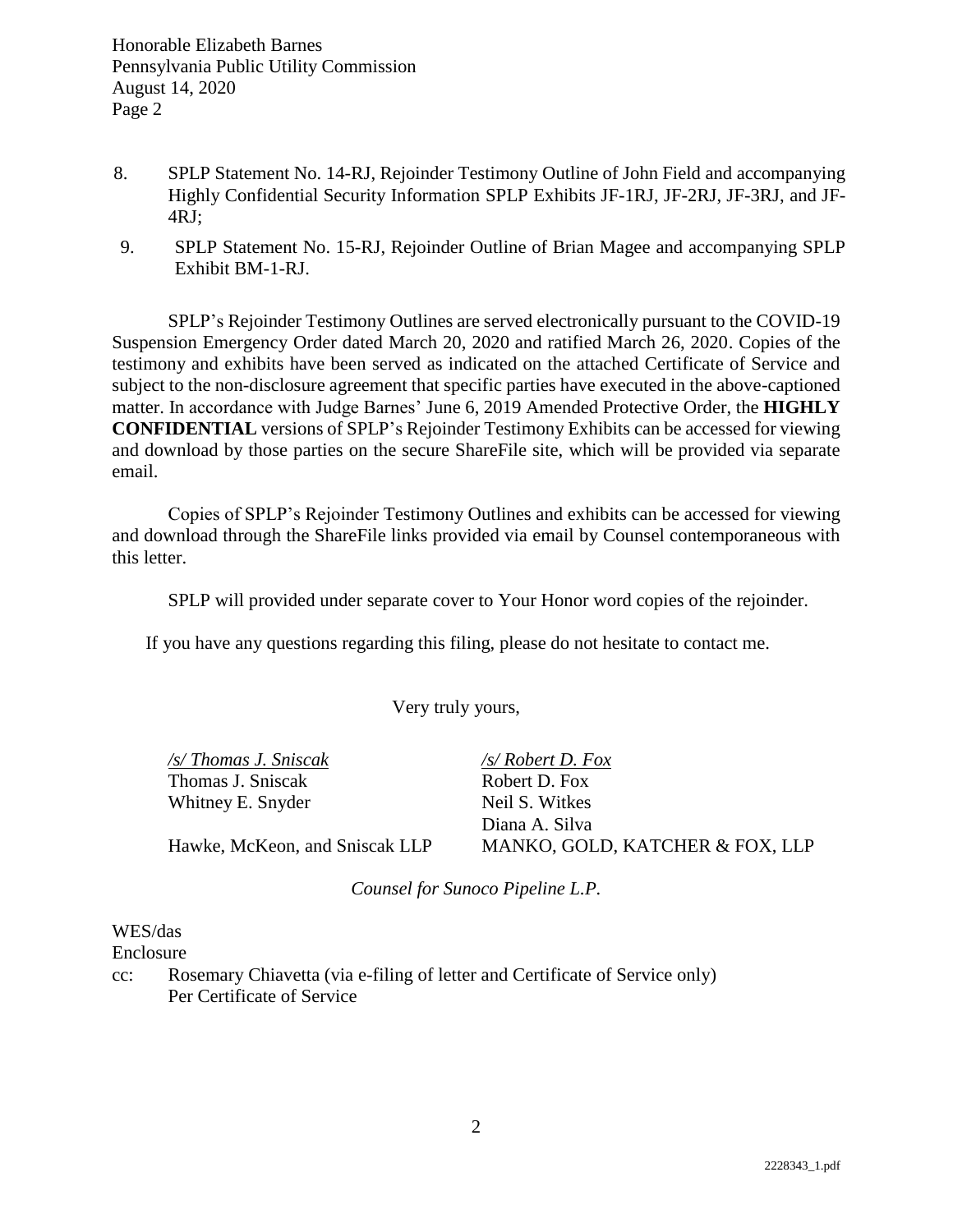8. SPLP Statement No. 14-RJ, Rejoinder Testimony Outline of John Field and accompanying Highly Confidential Security Information SPLP Exhibits JF-1RJ, JF-2RJ, JF-3RJ, and JF-4RJ;

9. SPLP Statement No. 15-RJ, Rejoinder Outline of Brian Magee and accompanying SPLP Exhibit BM-1-RJ.

SPLP's Rejoinder Testimony Outlines are served electronically pursuant to the COVID-19 Suspension Emergency Order dated March 20, 2020 and ratified March 26, 2020. Copies of the testimony and exhibits have been served as indicated on the attached Certificate of Service and subject to the non-disclosure agreement that specific parties have executed in the above-captioned matter. In accordance with Judge Barnes' June 6, 2019 Amended Protective Order, the **HIGHLY CONFIDENTIAL** versions of SPLP's Rejoinder Testimony Exhibits can be accessed for viewing and download by those parties on the secure ShareFile site, which will be provided via separate email.

Copies of SPLP's Rejoinder Testimony Outlines and exhibits can be accessed for viewing and download through the ShareFile links provided via email by Counsel contemporaneous with this letter.

SPLP will provided under separate cover to Your Honor word copies of the rejoinder.

If you have any questions regarding this filing, please do not hesitate to contact me.

Very truly yours,

| | |
|---|---|
| */s/ Thomas J. Sniscak* | */s/ Robert D. Fox* |
| Thomas J. Sniscak | Robert D. Fox |
| Whitney E. Snyder | Neil S. Witkes |
| | Diana A. Silva |
| Hawke, McKeon, and Sniscak LLP | MANKO, GOLD, KATCHER & FOX, LLP |

*Counsel for Sunoco Pipeline L.P.*

WES/das

Enclosure

cc: Rosemary Chiavetta (via e-filing of letter and Certificate of Service only)
Per Certificate of Service

2228343_1.pdf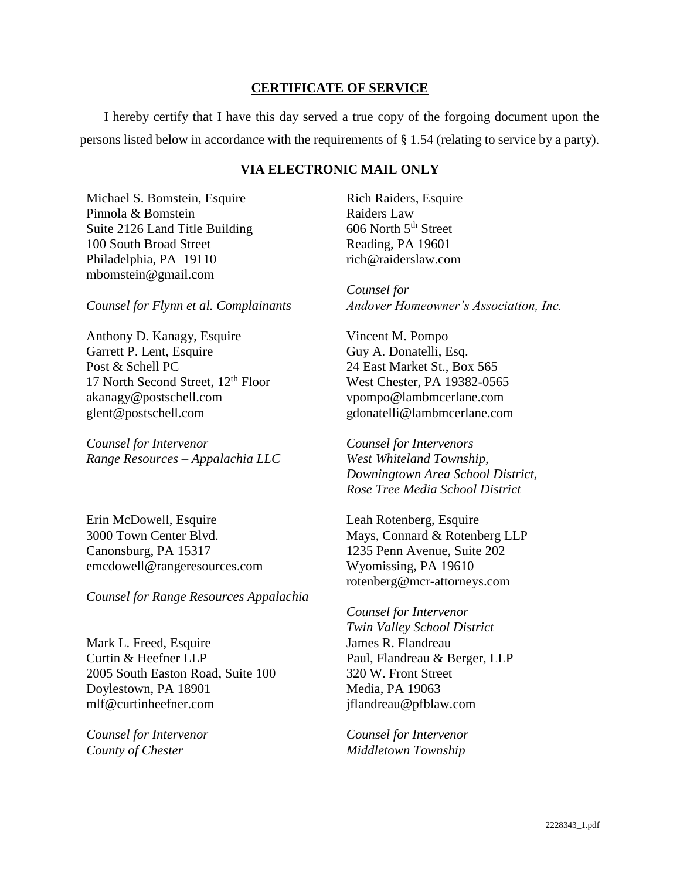## **CERTIFICATE OF SERVICE**

I hereby certify that I have this day served a true copy of the forgoing document upon the persons listed below in accordance with the requirements of § 1.54 (relating to service by a party).

### **VIA ELECTRONIC MAIL ONLY**

Michael S. Bomstein, Esquire
Pinnola & Bomstein
Suite 2126 Land Title Building
100 South Broad Street
Philadelphia, PA 19110
mbomstein@gmail.com

*Counsel for Flynn et al. Complainants*

Rich Raiders, Esquire
Raiders Law
606 North 5th Street
Reading, PA 19601
rich@raiderslaw.com

*Counsel for Andover Homeowner's Association, Inc.*

Anthony D. Kanagy, Esquire
Garrett P. Lent, Esquire
Post & Schell PC
17 North Second Street, 12th Floor
akanagy@postschell.com
glent@postschell.com

*Counsel for Intervenor Range Resources – Appalachia LLC*

Vincent M. Pompo
Guy A. Donatelli, Esq.
24 East Market St., Box 565
West Chester, PA 19382-0565
vpompo@lambmcerlane.com
gdonatelli@lambmcerlane.com

*Counsel for Intervenors West Whiteland Township, Downingtown Area School District, Rose Tree Media School District*

Erin McDowell, Esquire
3000 Town Center Blvd.
Canonsburg, PA 15317
emcdowell@rangeresources.com

*Counsel for Range Resources Appalachia*

Leah Rotenberg, Esquire
Mays, Connard & Rotenberg LLP
1235 Penn Avenue, Suite 202
Wyomissing, PA 19610
rotenberg@mcr-attorneys.com

*Counsel for Intervenor Twin Valley School District*

Mark L. Freed, Esquire
Curtin & Heefner LLP
2005 South Easton Road, Suite 100
Doylestown, PA 18901
mlf@curtinheefner.com

*Counsel for Intervenor County of Chester*

James R. Flandreau
Paul, Flandreau & Berger, LLP
320 W. Front Street
Media, PA 19063
jflandreau@pfblaw.com

*Counsel for Intervenor Middletown Township*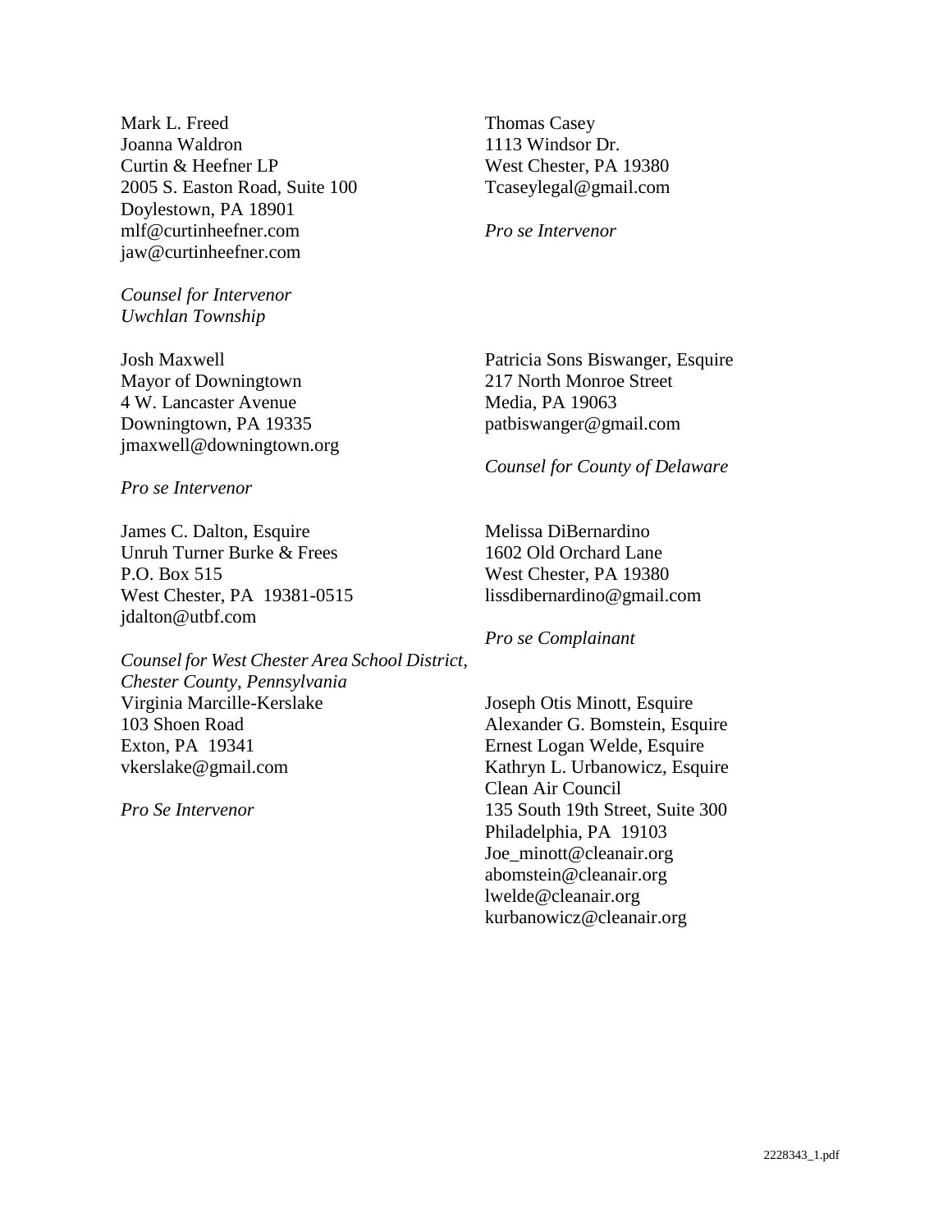Mark L. Freed
Joanna Waldron
Curtin & Heefner LP
2005 S. Easton Road, Suite 100
Doylestown, PA 18901
mlf@curtinheefner.com
jaw@curtinheefner.com

*Counsel for Intervenor Uwchlan Township*

Thomas Casey
1113 Windsor Dr.
West Chester, PA 19380
Tcaseylegal@gmail.com

*Pro se Intervenor*

Josh Maxwell
Mayor of Downingtown
4 W. Lancaster Avenue
Downingtown, PA 19335
jmaxwell@downingtown.org

*Pro se Intervenor*

Patricia Sons Biswanger, Esquire
217 North Monroe Street
Media, PA 19063
patbiswanger@gmail.com

*Counsel for County of Delaware*

James C. Dalton, Esquire
Unruh Turner Burke & Frees
P.O. Box 515
West Chester, PA 19381-0515
jdalton@utbf.com

*Counsel for West Chester Area School District, Chester County, Pennsylvania*

Melissa DiBernardino
1602 Old Orchard Lane
West Chester, PA 19380
lissdibernardino@gmail.com

*Pro se Complainant*

Virginia Marcille-Kerslake
103 Shoen Road
Exton, PA 19341
vkerslake@gmail.com

*Pro Se Intervenor*

Joseph Otis Minott, Esquire
Alexander G. Bomstein, Esquire
Ernest Logan Welde, Esquire
Kathryn L. Urbanowicz, Esquire
Clean Air Council
135 South 19th Street, Suite 300
Philadelphia, PA 19103
Joe_minott@cleanair.org
abomstein@cleanair.org
lwelde@cleanair.org
kurbanowicz@cleanair.org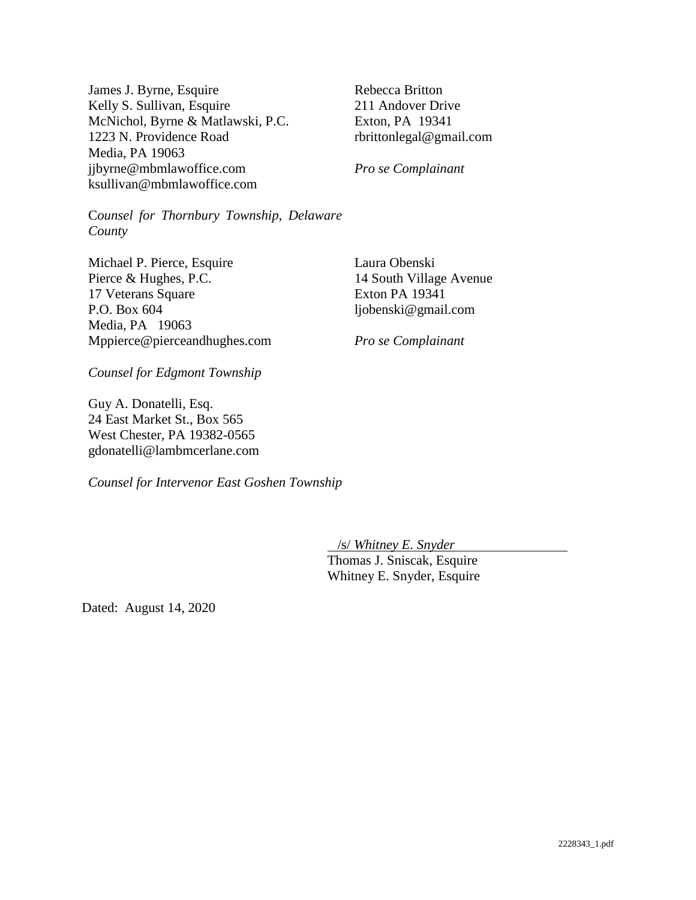James J. Byrne, Esquire
Kelly S. Sullivan, Esquire
McNichol, Byrne & Matlawski, P.C.
1223 N. Providence Road
Media, PA 19063
jjbyrne@mbmlawoffice.com
ksullivan@mbmlawoffice.com

*Counsel for Thornbury Township, Delaware County*

Rebecca Britton
211 Andover Drive
Exton, PA 19341
rbrittonlegal@gmail.com

*Pro se Complainant*

Michael P. Pierce, Esquire
Pierce & Hughes, P.C.
17 Veterans Square
P.O. Box 604
Media, PA 19063
Mppierce@pierceandhughes.com

*Counsel for Edgmont Township*

Laura Obenski
14 South Village Avenue
Exton PA 19341
ljobenski@gmail.com

*Pro se Complainant*

Guy A. Donatelli, Esq.
24 East Market St., Box 565
West Chester, PA 19382-0565
gdonatelli@lambmcerlane.com

*Counsel for Intervenor East Goshen Township*

/s/ *Whitney E. Snyder*
Thomas J. Sniscak, Esquire
Whitney E. Snyder, Esquire

Dated: August 14, 2020

2228343_1.pdf